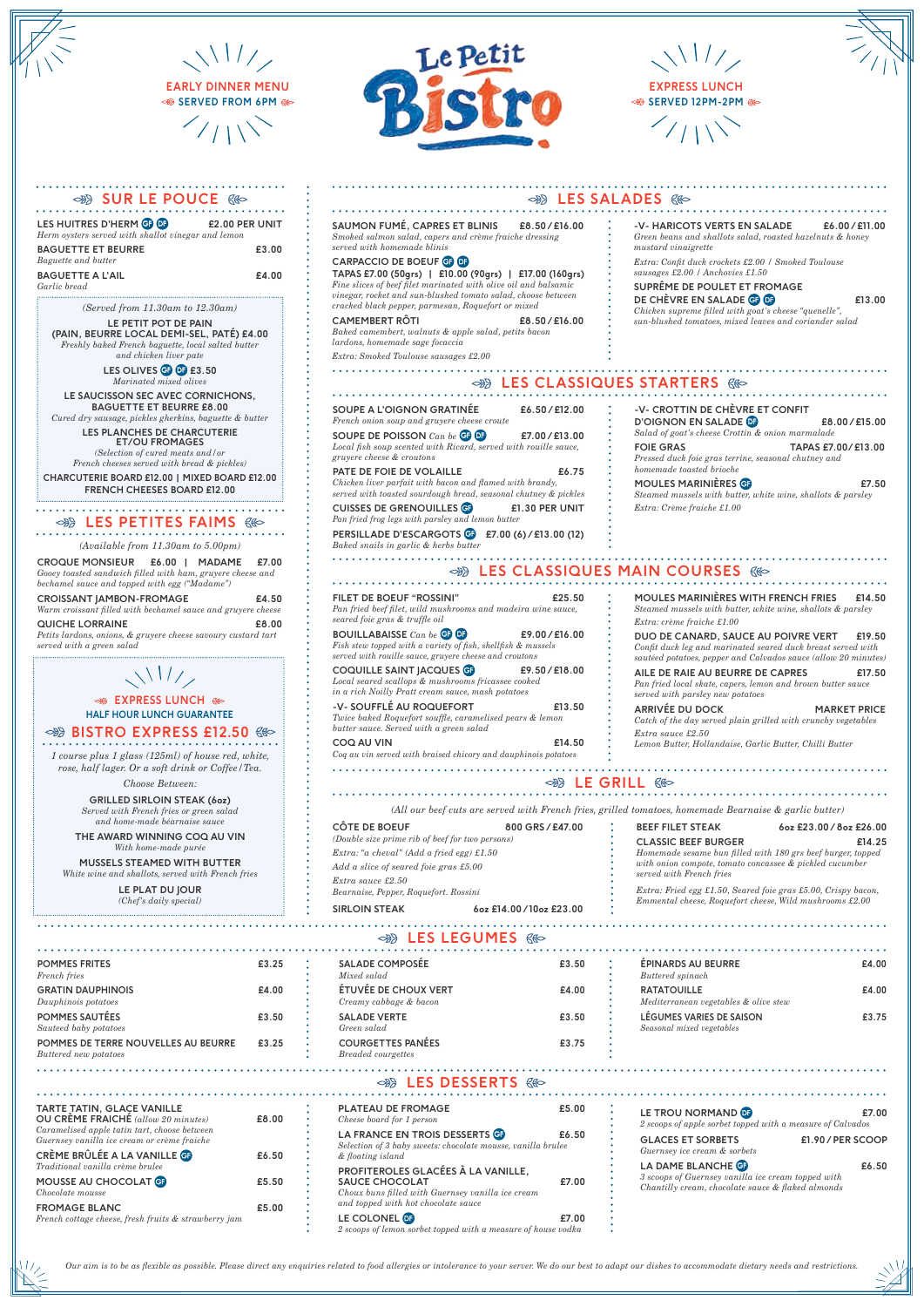EARLY DINNER MENU
SERVED FROM 6PM

# Le Petit Bistro

EXPRESS LUNCH
SERVED 12PM-2PM

## SUR LE POUCE

**LES HUITRES D'HERM** GF DF — £2.00 PER UNIT
*Herm oysters served with shallot vinegar and lemon*

**BAGUETTE ET BEURRE** — £3.00
*Baguette and butter*

**BAGUETTE A L'AIL** — £4.00
*Garlic bread*

*(Served from 11.30am to 12.30am)*

**LE PETIT POT DE PAIN (PAIN, BEURRE LOCAL DEMI-SEL, PATÉ) £4.00**
*Freshly baked French baguette, local salted butter and chicken liver pate*

**LES OLIVES** GF DF **£3.50**
*Marinated mixed olives*

**LE SAUCISSON SEC AVEC CORNICHONS, BAGUETTE ET BEURRE £8.00**
*Cured dry sausage, pickles gherkins, baguette & butter*

**LES PLANCHES DE CHARCUTERIE ET/OU FROMAGES**
*(Selection of cured meats and/or French cheeses served with bread & pickles)*

**CHARCUTERIE BOARD £12.00 | MIXED BOARD £12.00**
**FRENCH CHEESES BOARD £12.00**

## LES PETITES FAIMS

*(Available from 11.30am to 5.00pm)*

**CROQUE MONSIEUR** £6.00 | **MADAME** £7.00
*Gooey toasted sandwich filled with ham, gruyere cheese and bechamel sauce and topped with egg ("Madame")*

**CROISSANT JAMBON-FROMAGE** — £4.50
*Warm croissant filled with bechamel sauce and gruyere cheese*

**QUICHE LORRAINE** — £8.00
*Petits lardons, onions, & gruyere cheese savoury custard tart served with a green salad*

### EXPRESS LUNCH
HALF HOUR LUNCH GUARANTEE

### BISTRO EXPRESS £12.50

*1 course plus 1 glass (125ml) of house red, white, rose, half lager. Or a soft drink or Coffee/Tea.*

*Choose Between:*

**GRILLED SIRLOIN STEAK (6oz)**
*Served with French fries or green salad and home-made béarnaise sauce*

**THE AWARD WINNING COQ AU VIN**
*With home-made purée*

**MUSSELS STEAMED WITH BUTTER**
*White wine and shallots, served with French fries*

**LE PLAT DU JOUR**
*(Chef's daily special)*

## LES SALADES

**SAUMON FUMÉ, CAPRES ET BLINIS** — £8.50/£16.00
*Smoked salmon salad, capers and crème fraiche dressing served with homemade blinis*

**CARPACCIO DE BOEUF** GF DF
**TAPAS £7.00 (50grs) | £10.00 (90grs) | £17.00 (160grs)**
*Fine slices of beef filet marinated with olive oil and balsamic vinegar, rocket and sun-blushed tomato salad, choose between cracked black pepper, parmesan, Roquefort or mixed*

**CAMEMBERT RÔTI** — £8.50/£16.00
*Baked camembert, walnuts & apple salad, petits bacon lardons, homemade sage focaccia*
*Extra: Smoked Toulouse sausages £2.00*

**-V- HARICOTS VERTS EN SALADE** — £6.00/£11.00
*Green beans and shallots salad, roasted hazelnuts & honey mustard vinaigrette*
*Extra: Confit duck crockets £2.00 / Smoked Toulouse sausages £2.00 / Anchovies £1.50*

**SUPRÊME DE POULET ET FROMAGE DE CHÈVRE EN SALADE** GF DF — £13.00
*Chicken supreme filled with goat's cheese "quenelle", sun-blushed tomatoes, mixed leaves and coriander salad*

## LES CLASSIQUES STARTERS

**SOUPE A L'OIGNON GRATINÉE** — £6.50/£12.00
*French onion soup and gruyere cheese croute*

**SOUPE DE POISSON** *Can be* GF DF — £7.00/£13.00
*Local fish soup scented with Ricard, served with rouille sauce, gruyere cheese & croutons*

**PATE DE FOIE DE VOLAILLE** — £6.75
*Chicken liver parfait with bacon and flamed with brandy, served with toasted sourdough bread, seasonal chutney & pickles*

**CUISSES DE GRENOUILLES** GF — £1.30 PER UNIT
*Pan fried frog legs with parsley and lemon butter*

**PERSILLADE D'ESCARGOTS** GF — £7.00 (6)/£13.00 (12)
*Baked snails in garlic & herbs butter*

**-V- CROTTIN DE CHÈVRE ET CONFIT D'OIGNON EN SALADE** DF — £8.00/£15.00
*Salad of goat's cheese Crottin & onion marmalade*

**FOIE GRAS** — TAPAS £7.00/£13.00
*Pressed duck foie gras terrine, seasonal chutney and homemade toasted brioche*

**MOULES MARINIÈRES** GF — £7.50
*Steamed mussels with butter, white wine, shallots & parsley*
*Extra: Crème fraiche £1.00*

## LES CLASSIQUES MAIN COURSES

**FILET DE BOEUF "ROSSINI"** — £25.50
*Pan fried beef filet, wild mushrooms and madeira wine sauce, seared foie gras & truffle oil*

**BOUILLABAISSE** *Can be* GF DF — £9.00/£16.00
*Fish stew topped with a variety of fish, shellfish & mussels served with rouille sauce, gruyere cheese and croutons*

**COQUILLE SAINT JACQUES** GF — £9.50/£18.00
*Local seared scallops & mushrooms fricassee cooked in a rich Noilly Pratt cream sauce, mash potatoes*

**-V- SOUFFLÉ AU ROQUEFORT** — £13.50
*Twice baked Roquefort souffle, caramelised pears & lemon butter sauce. Served with a green salad*

**COQ AU VIN** — £14.50
*Coq au vin served with braised chicory and dauphinois potatoes*

**MOULES MARINIÈRES WITH FRENCH FRIES** — £14.50
*Steamed mussels with butter, white wine, shallots & parsley*
*Extra: crème fraiche £1.00*

**DUO DE CANARD, SAUCE AU POIVRE VERT** — £19.50
*Confit duck leg and marinated seared duck breast served with sautéed potatoes, pepper and Calvados sauce (allow 20 minutes)*

**AILE DE RAIE AU BEURRE DE CAPRES** — £17.50
*Pan fried local skate, capers, lemon and brown butter sauce served with parsley new potatoes*

**ARRIVÉE DU DOCK** — MARKET PRICE
*Catch of the day served plain grilled with crunchy vegetables*
*Extra sauce £2.50*
*Lemon Butter, Hollandaise, Garlic Butter, Chilli Butter*

## LE GRILL

*(All our beef cuts are served with French fries, grilled tomatoes, homemade Bearnaise & garlic butter)*

**CÔTE DE BOEUF** — 800 GRS/£47.00
*(Double sized prime rib of beef for two persons)*
*Extra: "a cheval" (Add a fried egg) £1.50*
*Add a slice of seared foie gras £5.00*
*Extra sauce £2.50*
*Bearnaise, Pepper, Roquefort. Rossini*

**SIRLOIN STEAK** — 6oz £14.00/10oz £23.00

**BEEF FILET STEAK** — 6oz £23.00/8oz £26.00

**CLASSIC BEEF BURGER** — £14.25
*Homemade sesame bun filled with 180 grs beef burger, topped with onion compote, tomato concassee & pickled cucumber served with French fries*
*Extra: Fried egg £1.50, Seared foie gras £5.00, Crispy bacon, Emmental cheese, Roquefort cheese, Wild mushrooms £2.00*

## LES LEGUMES

| Item | Price |
|---|---|
| **POMMES FRITES** *French fries* | £3.25 |
| **GRATIN DAUPHINOIS** *Dauphinois potatoes* | £4.00 |
| **POMMES SAUTÉES** *Sauteed baby potatoes* | £3.50 |
| **POMMES DE TERRE NOUVELLES AU BEURRE** *Buttered new potatoes* | £3.25 |
| **SALADE COMPOSÉE** *Mixed salad* | £3.50 |
| **ÉTUVÉE DE CHOUX VERT** *Creamy cabbage & bacon* | £4.00 |
| **SALADE VERTE** *Green salad* | £3.50 |
| **COURGETTES PANÉES** *Breaded courgettes* | £3.75 |
| **ÉPINARDS AU BEURRE** *Buttered spinach* | £4.00 |
| **RATATOUILLE** *Mediterranean vegetables & olive stew* | £4.00 |
| **LÉGUMES VARIES DE SAISON** *Seasonal mixed vegetables* | £3.75 |

## LES DESSERTS

**TARTE TATIN, GLACE VANILLE OU CRÈME FRAICHE** *(allow 20 minutes)* — £8.00
*Caramelised apple tatin tart, choose between Guernsey vanilla ice cream or crème fraiche*

**CRÈME BRÛLÉE A LA VANILLE** GF — £6.50
*Traditional vanilla crème brulee*

**MOUSSE AU CHOCOLAT** GF — £5.50
*Chocolate mousse*

**FROMAGE BLANC** — £5.00
*French cottage cheese, fresh fruits & strawberry jam*

**PLATEAU DE FROMAGE** — £5.00
*Cheese board for 1 person*

**LA FRANCE EN TROIS DESSERTS** GF — £6.50
*Selection of 3 baby sweets: chocolate mousse, vanilla brulee & floating island*

**PROFITEROLES GLACÉES À LA VANILLE, SAUCE CHOCOLAT** — £7.00
*Choux buns filled with Guernsey vanilla ice cream and topped with hot chocolate sauce*

**LE COLONEL** DF — £7.00
*2 scoops of lemon sorbet topped with a measure of house vodka*

**LE TROU NORMAND** DF — £7.00
*2 scoops of apple sorbet topped with a measure of Calvados*

**GLACES ET SORBETS** — £1.90/PER SCOOP
*Guernsey ice cream & sorbets*

**LA DAME BLANCHE** GF — £6.50
*3 scoops of Guernsey vanilla ice cream topped with Chantilly cream, chocolate sauce & flaked almonds*

*Our aim is to be as flexible as possible. Please direct any enquiries related to food allergies or intolerance to your server. We do our best to adapt our dishes to accommodate dietary needs and restrictions.*